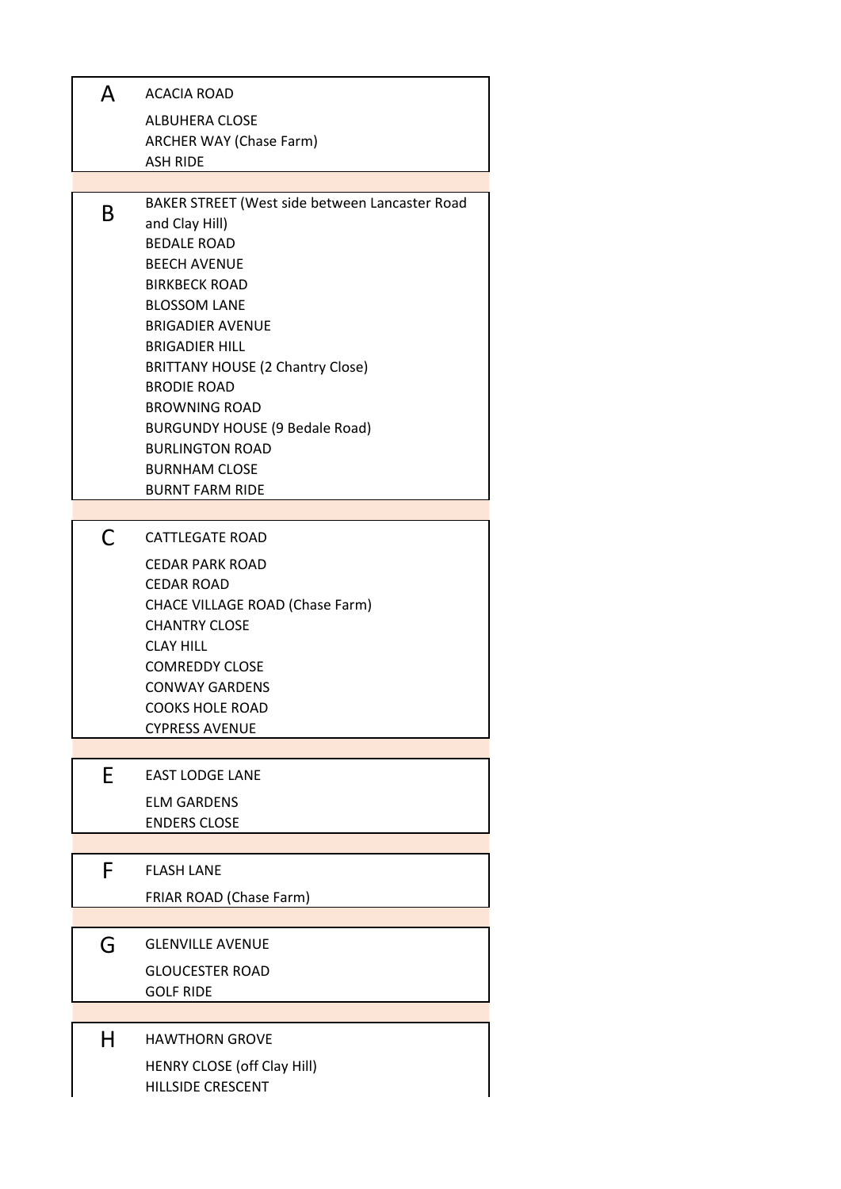## A

- ACACIA ROAD
- ALBUHERA CLOSE
- ARCHER WAY (Chase Farm)
- ASH RIDE

## B

- BAKER STREET (West side between Lancaster Road and Clay Hill)
- BEDALE ROAD
- BEECH AVENUE
- BIRKBECK ROAD
- BLOSSOM LANE
- BRIGADIER AVENUE
- BRIGADIER HILL
- BRITTANY HOUSE (2 Chantry Close)
- BRODIE ROAD
- BROWNING ROAD
- BURGUNDY HOUSE (9 Bedale Road)
- BURLINGTON ROAD
- BURNHAM CLOSE
- BURNT FARM RIDE

## C

- CATTLEGATE ROAD
- CEDAR PARK ROAD
- CEDAR ROAD
- CHACE VILLAGE ROAD (Chase Farm)
- CHANTRY CLOSE
- CLAY HILL
- COMREDDY CLOSE
- CONWAY GARDENS
- COOKS HOLE ROAD
- CYPRESS AVENUE

## E

- EAST LODGE LANE
- ELM GARDENS
- ENDERS CLOSE

## F

- FLASH LANE
- FRIAR ROAD (Chase Farm)

## G

- GLENVILLE AVENUE
- GLOUCESTER ROAD
- GOLF RIDE

## H

- HAWTHORN GROVE
- HENRY CLOSE (off Clay Hill)
- HILLSIDE CRESCENT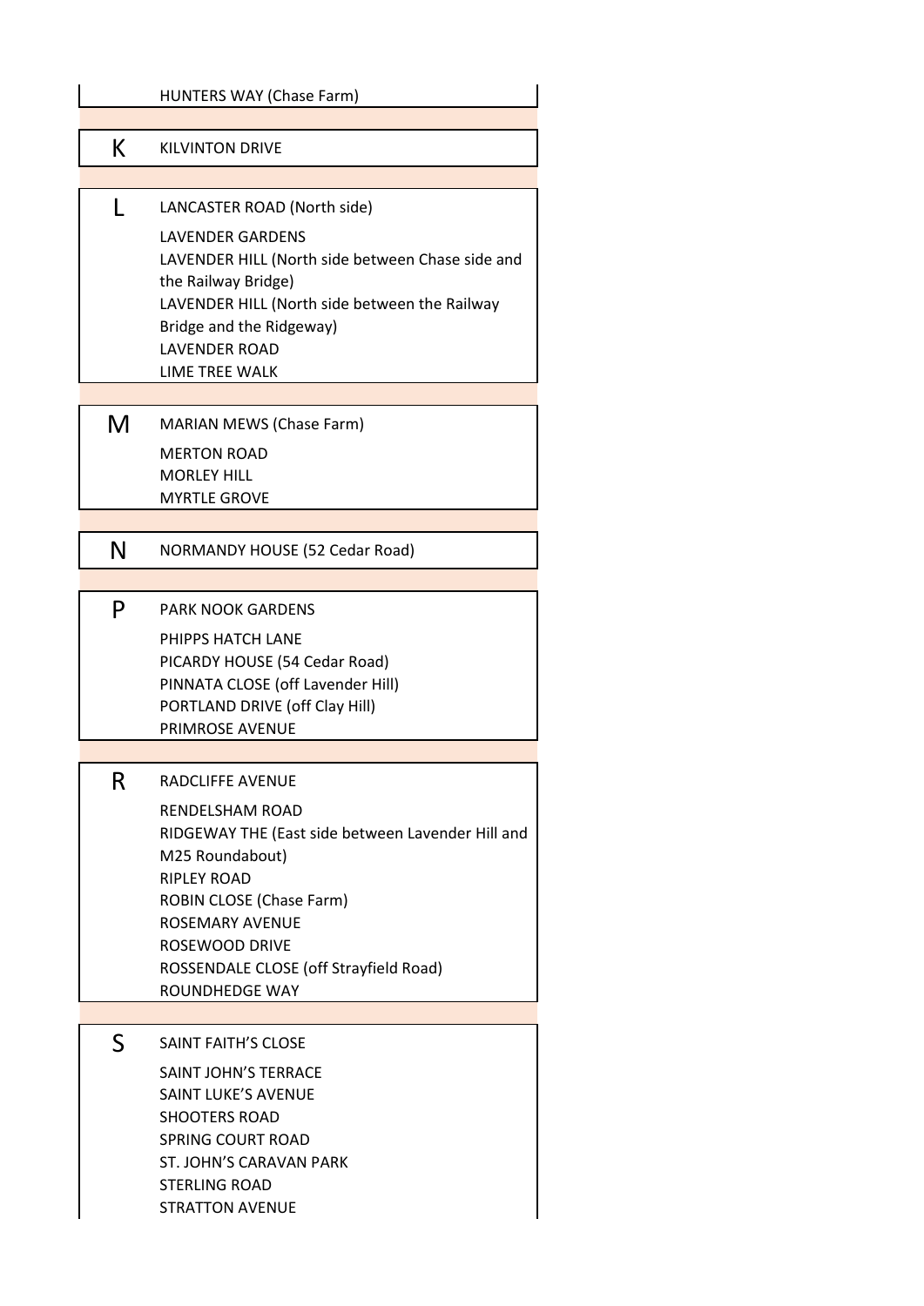| | |
|---|---|
| | HUNTERS WAY (Chase Farm) |
| **K** | KILVINTON DRIVE |
| **L** | LANCASTER ROAD (North side) |
| | LAVENDER GARDENS |
| | LAVENDER HILL (North side between Chase side and the Railway Bridge) |
| | LAVENDER HILL (North side between the Railway Bridge and the Ridgeway) |
| | LAVENDER ROAD |
| | LIME TREE WALK |
| **M** | MARIAN MEWS (Chase Farm) |
| | MERTON ROAD |
| | MORLEY HILL |
| | MYRTLE GROVE |
| **N** | NORMANDY HOUSE (52 Cedar Road) |
| **P** | PARK NOOK GARDENS |
| | PHIPPS HATCH LANE |
| | PICARDY HOUSE (54 Cedar Road) |
| | PINNATA CLOSE (off Lavender Hill) |
| | PORTLAND DRIVE (off Clay Hill) |
| | PRIMROSE AVENUE |
| **R** | RADCLIFFE AVENUE |
| | RENDELSHAM ROAD |
| | RIDGEWAY THE (East side between Lavender Hill and M25 Roundabout) |
| | RIPLEY ROAD |
| | ROBIN CLOSE (Chase Farm) |
| | ROSEMARY AVENUE |
| | ROSEWOOD DRIVE |
| | ROSSENDALE CLOSE (off Strayfield Road) |
| | ROUNDHEDGE WAY |
| **S** | SAINT FAITH'S CLOSE |
| | SAINT JOHN'S TERRACE |
| | SAINT LUKE'S AVENUE |
| | SHOOTERS ROAD |
| | SPRING COURT ROAD |
| | ST. JOHN'S CARAVAN PARK |
| | STERLING ROAD |
| | STRATTON AVENUE |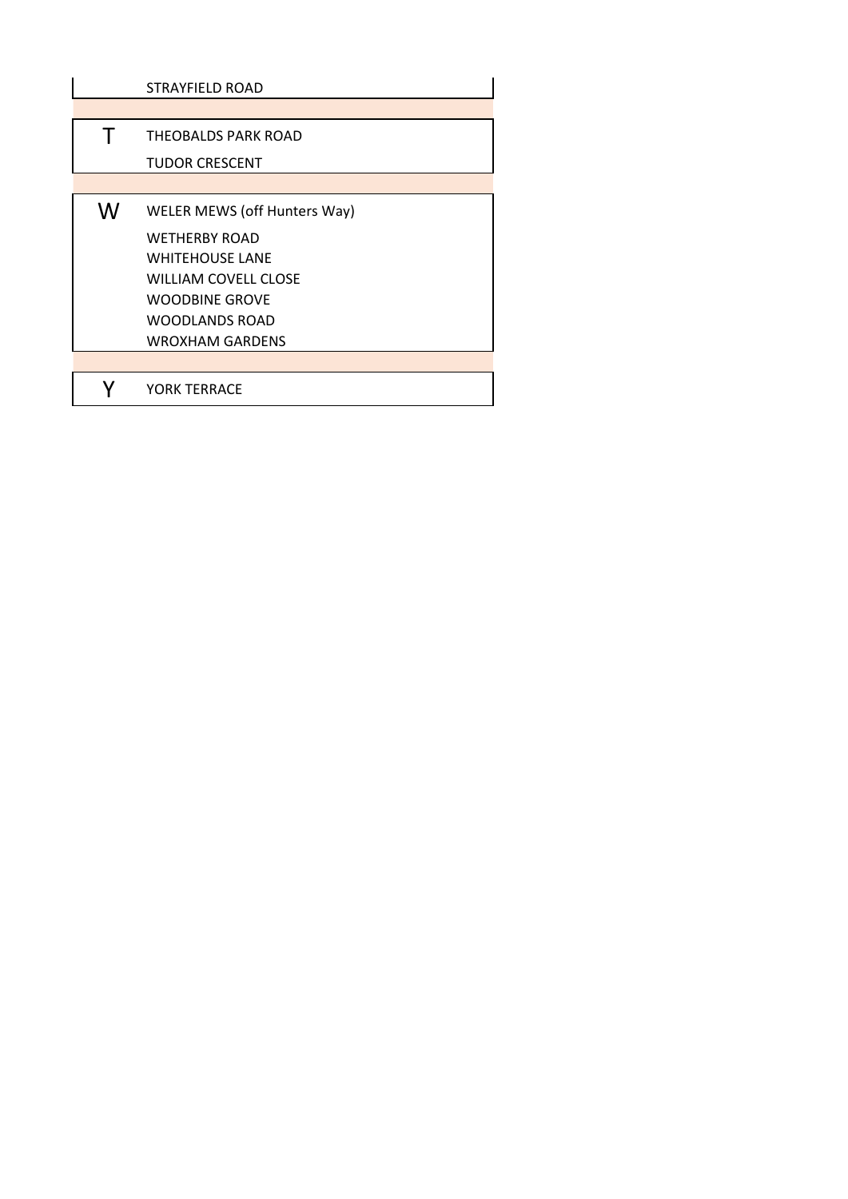| | |
|---|---|
| | STRAYFIELD ROAD |
| | |
| **T** | THEOBALDS PARK ROAD |
| | TUDOR CRESCENT |
| | |
| **W** | WELER MEWS (off Hunters Way) |
| | WETHERBY ROAD |
| | WHITEHOUSE LANE |
| | WILLIAM COVELL CLOSE |
| | WOODBINE GROVE |
| | WOODLANDS ROAD |
| | WROXHAM GARDENS |
| | |
| **Y** | YORK TERRACE |